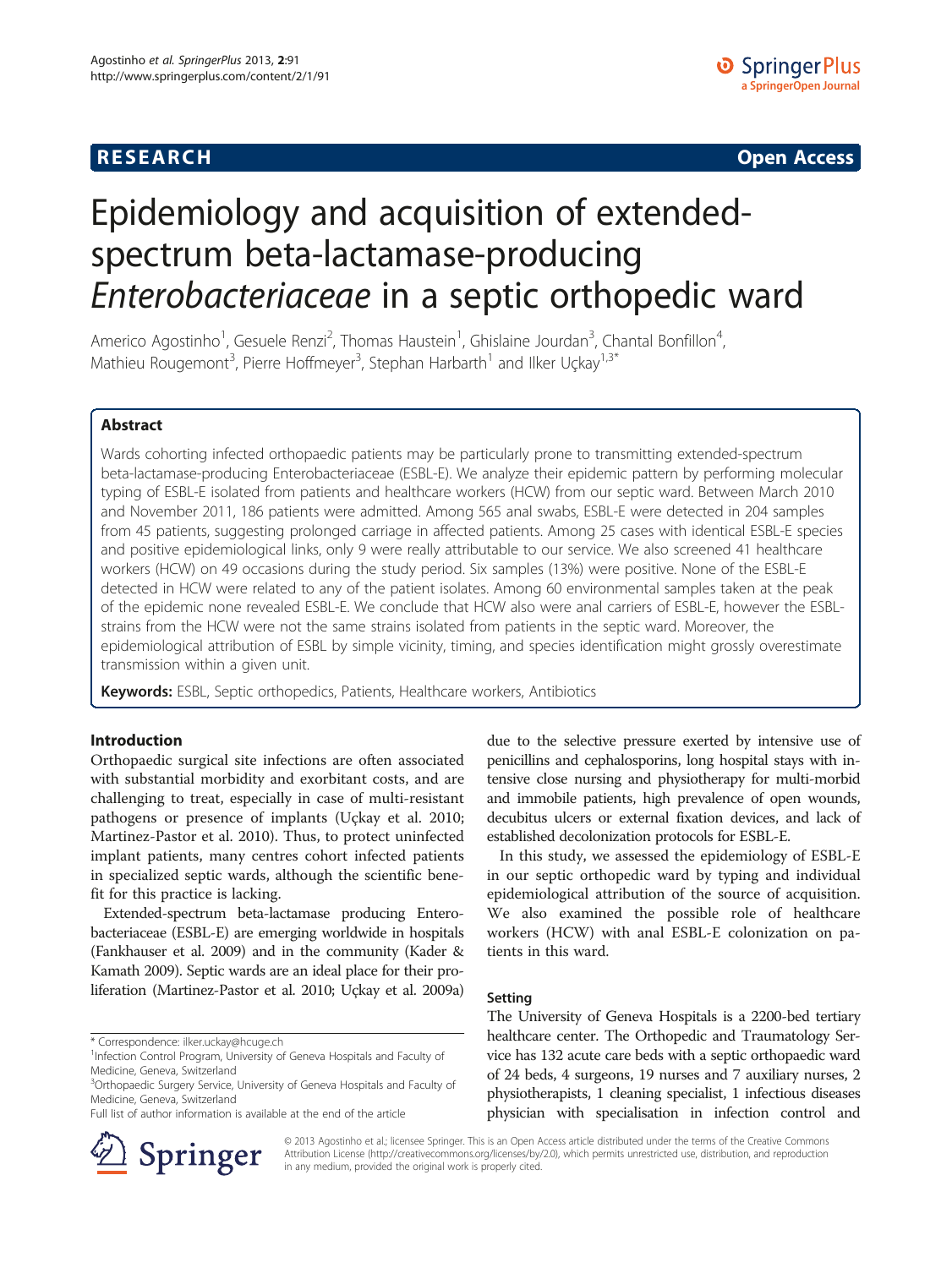**RESEARCH** **Open Access**

# Epidemiology and acquisition of extended-spectrum beta-lactamase-producing *Enterobacteriaceae* in a septic orthopedic ward

Americo Agostinho[1], Gesuele Renzi[2], Thomas Haustein[1], Ghislaine Jourdan[3], Chantal Bonfillon[4], Mathieu Rougemont[3], Pierre Hoffmeyer[3], Stephan Harbarth[1] and Ilker Uçkay[1,3*]

## Abstract

Wards cohorting infected orthopaedic patients may be particularly prone to transmitting extended-spectrum beta-lactamase-producing Enterobacteriaceae (ESBL-E). We analyze their epidemic pattern by performing molecular typing of ESBL-E isolated from patients and healthcare workers (HCW) from our septic ward. Between March 2010 and November 2011, 186 patients were admitted. Among 565 anal swabs, ESBL-E were detected in 204 samples from 45 patients, suggesting prolonged carriage in affected patients. Among 25 cases with identical ESBL-E species and positive epidemiological links, only 9 were really attributable to our service. We also screened 41 healthcare workers (HCW) on 49 occasions during the study period. Six samples (13%) were positive. None of the ESBL-E detected in HCW were related to any of the patient isolates. Among 60 environmental samples taken at the peak of the epidemic none revealed ESBL-E. We conclude that HCW also were anal carriers of ESBL-E, however the ESBL-strains from the HCW were not the same strains isolated from patients in the septic ward. Moreover, the epidemiological attribution of ESBL by simple vicinity, timing, and species identification might grossly overestimate transmission within a given unit.

**Keywords:** ESBL, Septic orthopedics, Patients, Healthcare workers, Antibiotics

## Introduction

Orthopaedic surgical site infections are often associated with substantial morbidity and exorbitant costs, and are challenging to treat, especially in case of multi-resistant pathogens or presence of implants (Uçkay et al. 2010; Martinez-Pastor et al. 2010). Thus, to protect uninfected implant patients, many centres cohort infected patients in specialized septic wards, although the scientific benefit for this practice is lacking.

Extended-spectrum beta-lactamase producing Enterobacteriaceae (ESBL-E) are emerging worldwide in hospitals (Fankhauser et al. 2009) and in the community (Kader & Kamath 2009). Septic wards are an ideal place for their proliferation (Martinez-Pastor et al. 2010; Uçkay et al. 2009a) due to the selective pressure exerted by intensive use of penicillins and cephalosporins, long hospital stays with intensive close nursing and physiotherapy for multi-morbid and immobile patients, high prevalence of open wounds, decubitus ulcers or external fixation devices, and lack of established decolonization protocols for ESBL-E.

In this study, we assessed the epidemiology of ESBL-E in our septic orthopedic ward by typing and individual epidemiological attribution of the source of acquisition. We also examined the possible role of healthcare workers (HCW) with anal ESBL-E colonization on patients in this ward.

### Setting

The University of Geneva Hospitals is a 2200-bed tertiary healthcare center. The Orthopedic and Traumatology Service has 132 acute care beds with a septic orthopaedic ward of 24 beds, 4 surgeons, 19 nurses and 7 auxiliary nurses, 2 physiotherapists, 1 cleaning specialist, 1 infectious diseases physician with specialisation in infection control and

\* Correspondence: ilker.uckay@hcuge.ch
[1]Infection Control Program, University of Geneva Hospitals and Faculty of Medicine, Geneva, Switzerland
[3]Orthopaedic Surgery Service, University of Geneva Hospitals and Faculty of Medicine, Geneva, Switzerland
Full list of author information is available at the end of the article

© 2013 Agostinho et al.; licensee Springer. This is an Open Access article distributed under the terms of the Creative Commons Attribution License (http://creativecommons.org/licenses/by/2.0), which permits unrestricted use, distribution, and reproduction in any medium, provided the original work is properly cited.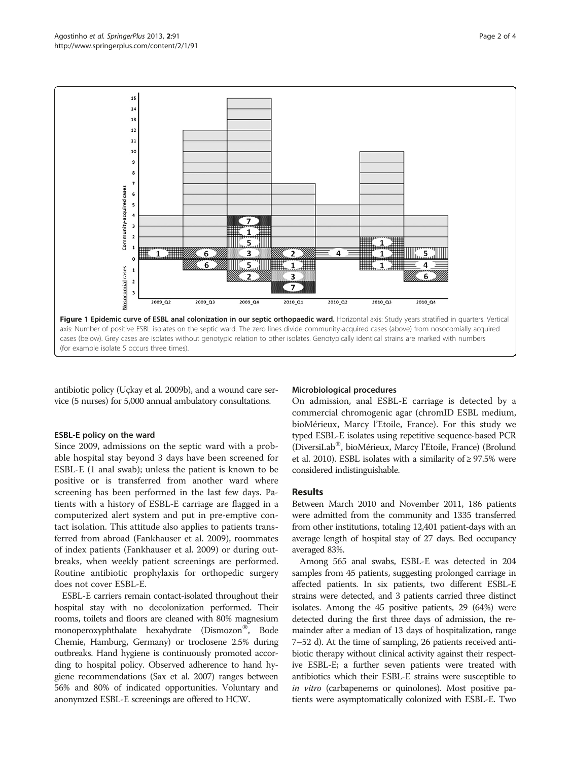**Figure 1 Epidemic curve of ESBL anal colonization in our septic orthopaedic ward.** Horizontal axis: Study years stratified in quarters. Vertical axis: Number of positive ESBL isolates on the septic ward. The zero lines divide community-acquired cases (above) from nosocomially acquired cases (below). Grey cases are isolates without genotypic relation to other isolates. Genotypically identical strains are marked with numbers (for example isolate 5 occurs three times).

antibiotic policy (Uçkay et al. 2009b), and a wound care service (5 nurses) for 5,000 annual ambulatory consultations.

### ESBL-E policy on the ward

Since 2009, admissions on the septic ward with a probable hospital stay beyond 3 days have been screened for ESBL-E (1 anal swab); unless the patient is known to be positive or is transferred from another ward where screening has been performed in the last few days. Patients with a history of ESBL-E carriage are flagged in a computerized alert system and put in pre-emptive contact isolation. This attitude also applies to patients transferred from abroad (Fankhauser et al. 2009), roommates of index patients (Fankhauser et al. 2009) or during outbreaks, when weekly patient screenings are performed. Routine antibiotic prophylaxis for orthopedic surgery does not cover ESBL-E.

ESBL-E carriers remain contact-isolated throughout their hospital stay with no decolonization performed. Their rooms, toilets and floors are cleaned with 80% magnesium monoperoxyphthalate hexahydrate (Dismozon®, Bode Chemie, Hamburg, Germany) or troclosene 2.5% during outbreaks. Hand hygiene is continuously promoted according to hospital policy. Observed adherence to hand hygiene recommendations (Sax et al. 2007) ranges between 56% and 80% of indicated opportunities. Voluntary and anonymzed ESBL-E screenings are offered to HCW.

### Microbiological procedures

On admission, anal ESBL-E carriage is detected by a commercial chromogenic agar (chromID ESBL medium, bioMérieux, Marcy l'Etoile, France). For this study we typed ESBL-E isolates using repetitive sequence-based PCR (DiversiLab®, bioMérieux, Marcy l'Etoile, France) (Brolund et al. 2010). ESBL isolates with a similarity of ≥ 97.5% were considered indistinguishable.

## Results

Between March 2010 and November 2011, 186 patients were admitted from the community and 1335 transferred from other institutions, totaling 12,401 patient-days with an average length of hospital stay of 27 days. Bed occupancy averaged 83%.

Among 565 anal swabs, ESBL-E was detected in 204 samples from 45 patients, suggesting prolonged carriage in affected patients. In six patients, two different ESBL-E strains were detected, and 3 patients carried three distinct isolates. Among the 45 positive patients, 29 (64%) were detected during the first three days of admission, the remainder after a median of 13 days of hospitalization, range 7–52 d). At the time of sampling, 26 patients received antibiotic therapy without clinical activity against their respective ESBL-E; a further seven patients were treated with antibiotics which their ESBL-E strains were susceptible to *in vitro* (carbapenems or quinolones). Most positive patients were asymptomatically colonized with ESBL-E. Two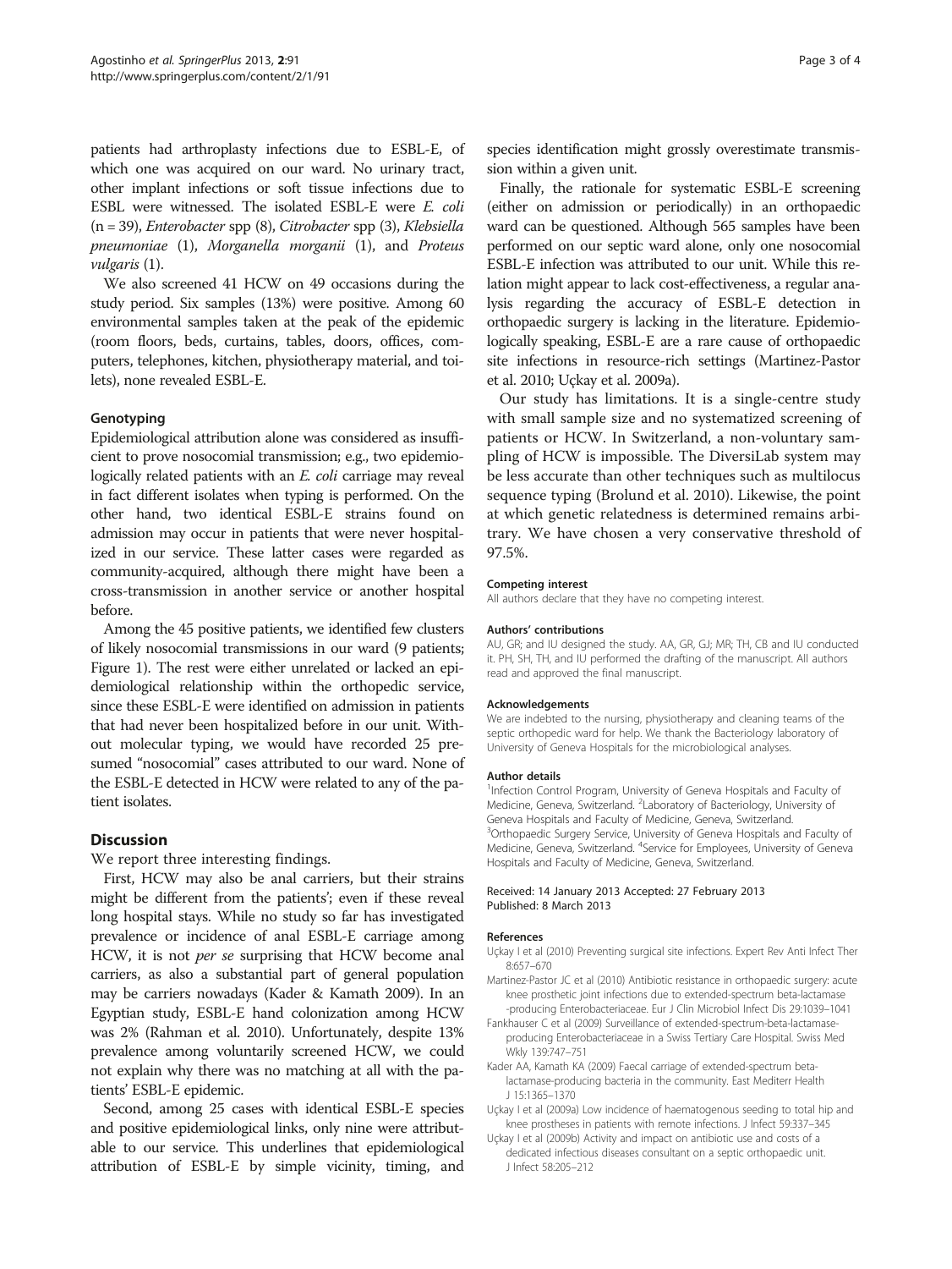patients had arthroplasty infections due to ESBL-E, of which one was acquired on our ward. No urinary tract, other implant infections or soft tissue infections due to ESBL were witnessed. The isolated ESBL-E were *E. coli* (n = 39), *Enterobacter* spp (8), *Citrobacter* spp (3), *Klebsiella pneumoniae* (1), *Morganella morganii* (1), and *Proteus vulgaris* (1).

We also screened 41 HCW on 49 occasions during the study period. Six samples (13%) were positive. Among 60 environmental samples taken at the peak of the epidemic (room floors, beds, curtains, tables, doors, offices, computers, telephones, kitchen, physiotherapy material, and toilets), none revealed ESBL-E.

### Genotyping

Epidemiological attribution alone was considered as insufficient to prove nosocomial transmission; e.g., two epidemiologically related patients with an *E. coli* carriage may reveal in fact different isolates when typing is performed. On the other hand, two identical ESBL-E strains found on admission may occur in patients that were never hospitalized in our service. These latter cases were regarded as community-acquired, although there might have been a cross-transmission in another service or another hospital before.

Among the 45 positive patients, we identified few clusters of likely nosocomial transmissions in our ward (9 patients; Figure 1). The rest were either unrelated or lacked an epidemiological relationship within the orthopedic service, since these ESBL-E were identified on admission in patients that had never been hospitalized before in our unit. Without molecular typing, we would have recorded 25 presumed "nosocomial" cases attributed to our ward. None of the ESBL-E detected in HCW were related to any of the patient isolates.

## Discussion

We report three interesting findings.

First, HCW may also be anal carriers, but their strains might be different from the patients'; even if these reveal long hospital stays. While no study so far has investigated prevalence or incidence of anal ESBL-E carriage among HCW, it is not *per se* surprising that HCW become anal carriers, as also a substantial part of general population may be carriers nowadays (Kader & Kamath 2009). In an Egyptian study, ESBL-E hand colonization among HCW was 2% (Rahman et al. 2010). Unfortunately, despite 13% prevalence among voluntarily screened HCW, we could not explain why there was no matching at all with the patients' ESBL-E epidemic.

Second, among 25 cases with identical ESBL-E species and positive epidemiological links, only nine were attributable to our service. This underlines that epidemiological attribution of ESBL-E by simple vicinity, timing, and species identification might grossly overestimate transmission within a given unit.

Finally, the rationale for systematic ESBL-E screening (either on admission or periodically) in an orthopaedic ward can be questioned. Although 565 samples have been performed on our septic ward alone, only one nosocomial ESBL-E infection was attributed to our unit. While this relation might appear to lack cost-effectiveness, a regular analysis regarding the accuracy of ESBL-E detection in orthopaedic surgery is lacking in the literature. Epidemiologically speaking, ESBL-E are a rare cause of orthopaedic site infections in resource-rich settings (Martinez-Pastor et al. 2010; Uçkay et al. 2009a).

Our study has limitations. It is a single-centre study with small sample size and no systematized screening of patients or HCW. In Switzerland, a non-voluntary sampling of HCW is impossible. The DiversiLab system may be less accurate than other techniques such as multilocus sequence typing (Brolund et al. 2010). Likewise, the point at which genetic relatedness is determined remains arbitrary. We have chosen a very conservative threshold of 97.5%.

#### Competing interest

All authors declare that they have no competing interest.

#### Authors' contributions

AU, GR; and IU designed the study. AA, GR, GJ; MR; TH, CB and IU conducted it. PH, SH, TH, and IU performed the drafting of the manuscript. All authors read and approved the final manuscript.

#### Acknowledgements

We are indebted to the nursing, physiotherapy and cleaning teams of the septic orthopedic ward for help. We thank the Bacteriology laboratory of University of Geneva Hospitals for the microbiological analyses.

#### Author details

[1]Infection Control Program, University of Geneva Hospitals and Faculty of Medicine, Geneva, Switzerland. [2]Laboratory of Bacteriology, University of Geneva Hospitals and Faculty of Medicine, Geneva, Switzerland. [3]Orthopaedic Surgery Service, University of Geneva Hospitals and Faculty of Medicine, Geneva, Switzerland. [4]Service for Employees, University of Geneva Hospitals and Faculty of Medicine, Geneva, Switzerland.

Received: 14 January 2013 Accepted: 27 February 2013
Published: 8 March 2013

#### References

Uçkay I et al (2010) Preventing surgical site infections. Expert Rev Anti Infect Ther 8:657–670

Martinez-Pastor JC et al (2010) Antibiotic resistance in orthopaedic surgery: acute knee prosthetic joint infections due to extended-spectrum beta-lactamase -producing Enterobacteriaceae. Eur J Clin Microbiol Infect Dis 29:1039–1041

Fankhauser C et al (2009) Surveillance of extended-spectrum-beta-lactamase-producing Enterobacteriaceae in a Swiss Tertiary Care Hospital. Swiss Med Wkly 139:747–751

Kader AA, Kamath KA (2009) Faecal carriage of extended-spectrum beta-lactamase-producing bacteria in the community. East Mediterr Health J 15:1365–1370

Uçkay I et al (2009a) Low incidence of haematogenous seeding to total hip and knee prostheses in patients with remote infections. J Infect 59:337–345

Uçkay I et al (2009b) Activity and impact on antibiotic use and costs of a dedicated infectious diseases consultant on a septic orthopaedic unit. J Infect 58:205–212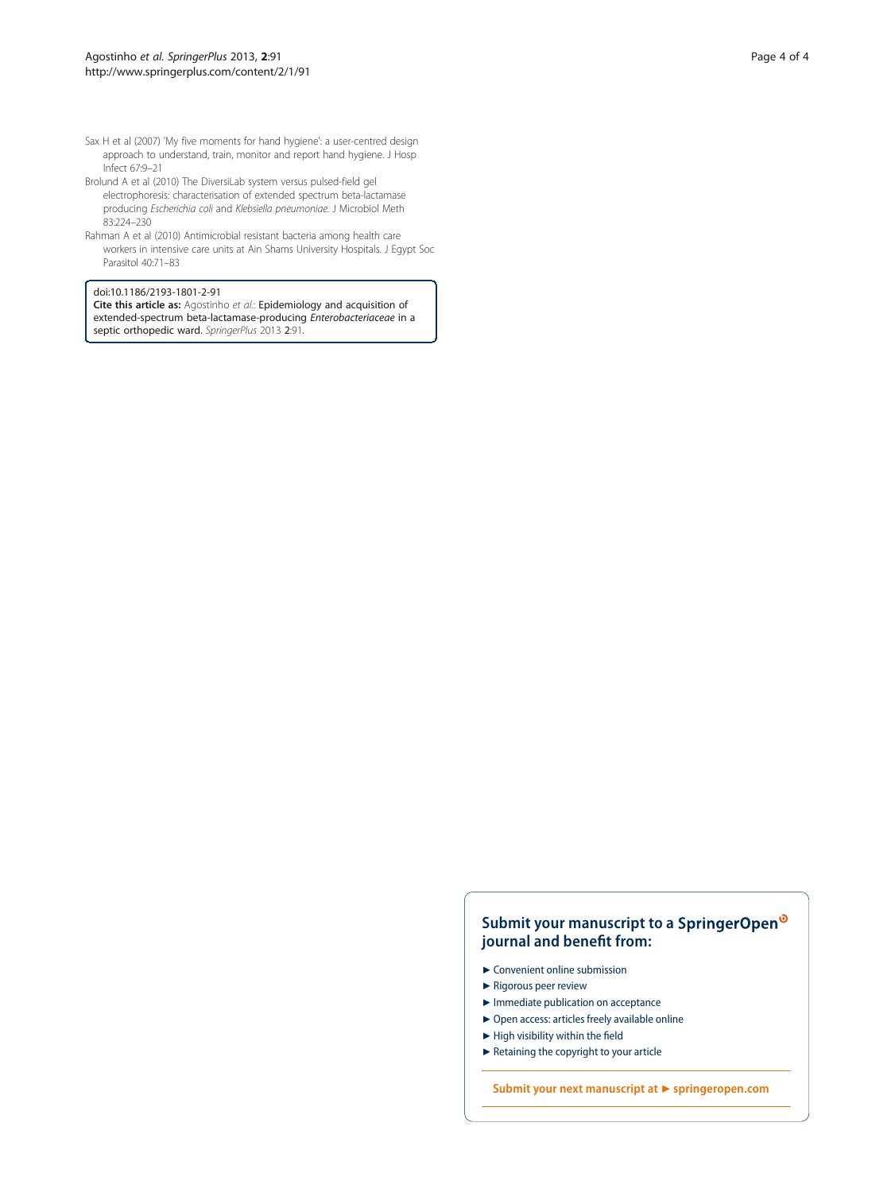Sax H et al (2007) 'My five moments for hand hygiene': a user-centred design approach to understand, train, monitor and report hand hygiene. J Hosp Infect 67:9–21

Brolund A et al (2010) The DiversiLab system versus pulsed-field gel electrophoresis: characterisation of extended spectrum beta-lactamase producing *Escherichia coli* and *Klebsiella pneumoniae*. J Microbiol Meth 83:224–230

Rahman A et al (2010) Antimicrobial resistant bacteria among health care workers in intensive care units at Ain Shams University Hospitals. J Egypt Soc Parasitol 40:71–83

doi:10.1186/2193-1801-2-91

**Cite this article as:** Agostinho *et al.*: Epidemiology and acquisition of extended-spectrum beta-lactamase-producing *Enterobacteriaceae* in a septic orthopedic ward. *SpringerPlus* 2013 **2**:91.

**Submit your manuscript to a SpringerOpen journal and benefit from:**

- ► Convenient online submission
- ► Rigorous peer review
- ► Immediate publication on acceptance
- ► Open access: articles freely available online
- ► High visibility within the field
- ► Retaining the copyright to your article

**Submit your next manuscript at ► springeropen.com**